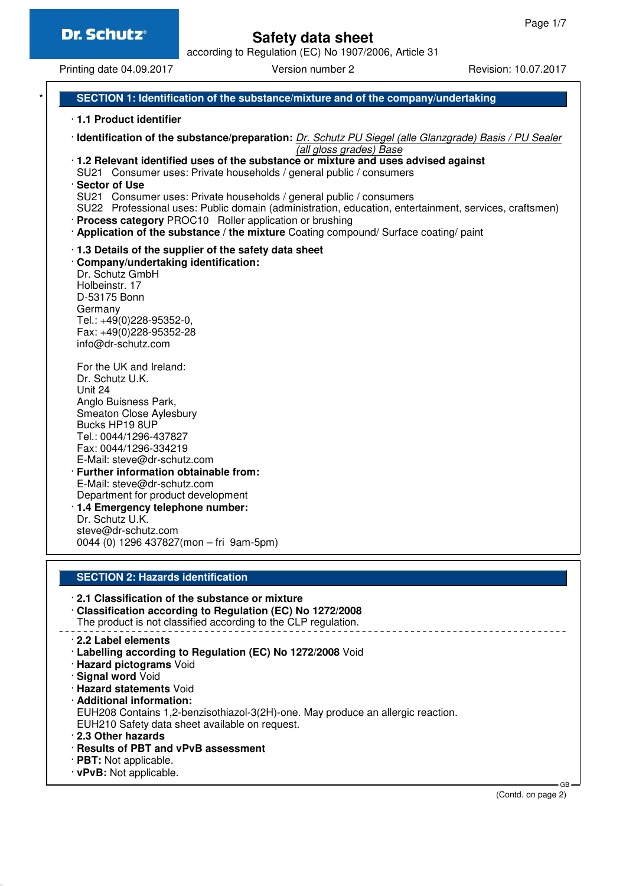# Safety data sheet

according to Regulation (EC) No 1907/2006, Article 31

Printing date 04.09.2017 | Version number 2 | Revision: 10.07.2017

## SECTION 1: Identification of the substance/mixture and of the company/undertaking

· **1.1 Product identifier**

· **Identification of the substance/preparation:** *Dr. Schutz PU Siegel (alle Glanzgrade) Basis / PU Sealer (all gloss grades) Base*

· **1.2 Relevant identified uses of the substance or mixture and uses advised against**
SU21 Consumer uses: Private households / general public / consumers

· **Sector of Use**
SU21 Consumer uses: Private households / general public / consumers
SU22 Professional uses: Public domain (administration, education, entertainment, services, craftsmen)

· **Process category** PROC10 Roller application or brushing

· **Application of the substance / the mixture** Coating compound/ Surface coating/ paint

· **1.3 Details of the supplier of the safety data sheet**

· **Company/undertaking identification:**
Dr. Schutz GmbH
Holbeinstr. 17
D-53175 Bonn
Germany
Tel.: +49(0)228-95352-0,
Fax: +49(0)228-95352-28
info@dr-schutz.com

For the UK and Ireland:
Dr. Schutz U.K.
Unit 24
Anglo Buisness Park,
Smeaton Close Aylesbury
Bucks HP19 8UP
Tel.: 0044/1296-437827
Fax: 0044/1296-334219
E-Mail: steve@dr-schutz.com

· **Further information obtainable from:**
E-Mail: steve@dr-schutz.com
Department for product development

· **1.4 Emergency telephone number:**
Dr. Schutz U.K.
steve@dr-schutz.com
0044 (0) 1296 437827(mon – fri 9am-5pm)

## SECTION 2: Hazards identification

· **2.1 Classification of the substance or mixture**

· **Classification according to Regulation (EC) No 1272/2008**
The product is not classified according to the CLP regulation.

· **2.2 Label elements**

· **Labelling according to Regulation (EC) No 1272/2008** Void

· **Hazard pictograms** Void

· **Signal word** Void

· **Hazard statements** Void

· **Additional information:**
EUH208 Contains 1,2-benzisothiazol-3(2H)-one. May produce an allergic reaction.
EUH210 Safety data sheet available on request.

· **2.3 Other hazards**

· **Results of PBT and vPvB assessment**

· **PBT:** Not applicable.

· **vPvB:** Not applicable.

(Contd. on page 2)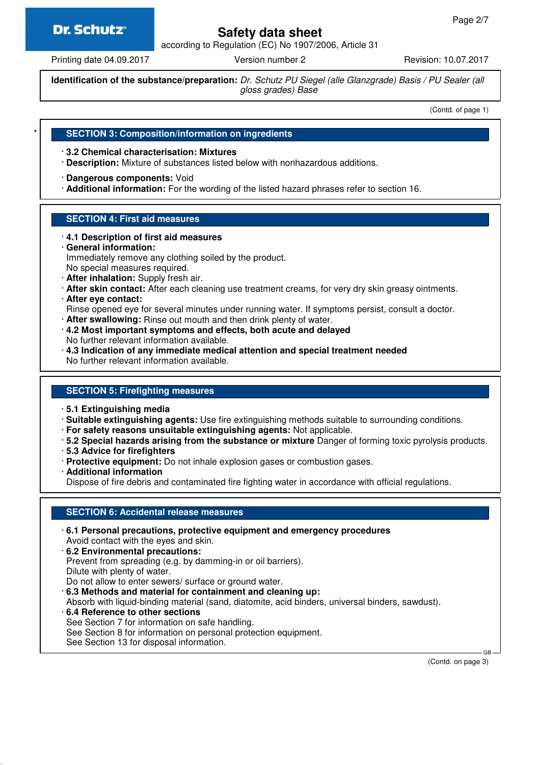**Identification of the substance/preparation:** *Dr. Schutz PU Siegel (alle Glanzgrade) Basis / PU Sealer (all gloss grades) Base*

(Contd. of page 1)

## SECTION 3: Composition/information on ingredients

- **3.2 Chemical characterisation: Mixtures**
- **Description:** Mixture of substances listed below with nonhazardous additions.
- **Dangerous components:** Void
- **Additional information:** For the wording of the listed hazard phrases refer to section 16.

## SECTION 4: First aid measures

- **4.1 Description of first aid measures**
- **General information:**
  Immediately remove any clothing soiled by the product.
  No special measures required.
- **After inhalation:** Supply fresh air.
- **After skin contact:** After each cleaning use treatment creams, for very dry skin greasy ointments.
- **After eye contact:**
  Rinse opened eye for several minutes under running water. If symptoms persist, consult a doctor.
- **After swallowing:** Rinse out mouth and then drink plenty of water.
- **4.2 Most important symptoms and effects, both acute and delayed**
  No further relevant information available.
- **4.3 Indication of any immediate medical attention and special treatment needed**
  No further relevant information available.

## SECTION 5: Firefighting measures

- **5.1 Extinguishing media**
- **Suitable extinguishing agents:** Use fire extinguishing methods suitable to surrounding conditions.
- **For safety reasons unsuitable extinguishing agents:** Not applicable.
- **5.2 Special hazards arising from the substance or mixture** Danger of forming toxic pyrolysis products.
- **5.3 Advice for firefighters**
- **Protective equipment:** Do not inhale explosion gases or combustion gases.
- **Additional information**
  Dispose of fire debris and contaminated fire fighting water in accordance with official regulations.

## SECTION 6: Accidental release measures

- **6.1 Personal precautions, protective equipment and emergency procedures**
  Avoid contact with the eyes and skin.
- **6.2 Environmental precautions:**
  Prevent from spreading (e.g. by damming-in or oil barriers).
  Dilute with plenty of water.
  Do not allow to enter sewers/ surface or ground water.
- **6.3 Methods and material for containment and cleaning up:**
  Absorb with liquid-binding material (sand, diatomite, acid binders, universal binders, sawdust).
- **6.4 Reference to other sections**
  See Section 7 for information on safe handling.
  See Section 8 for information on personal protection equipment.
  See Section 13 for disposal information.

(Contd. on page 3)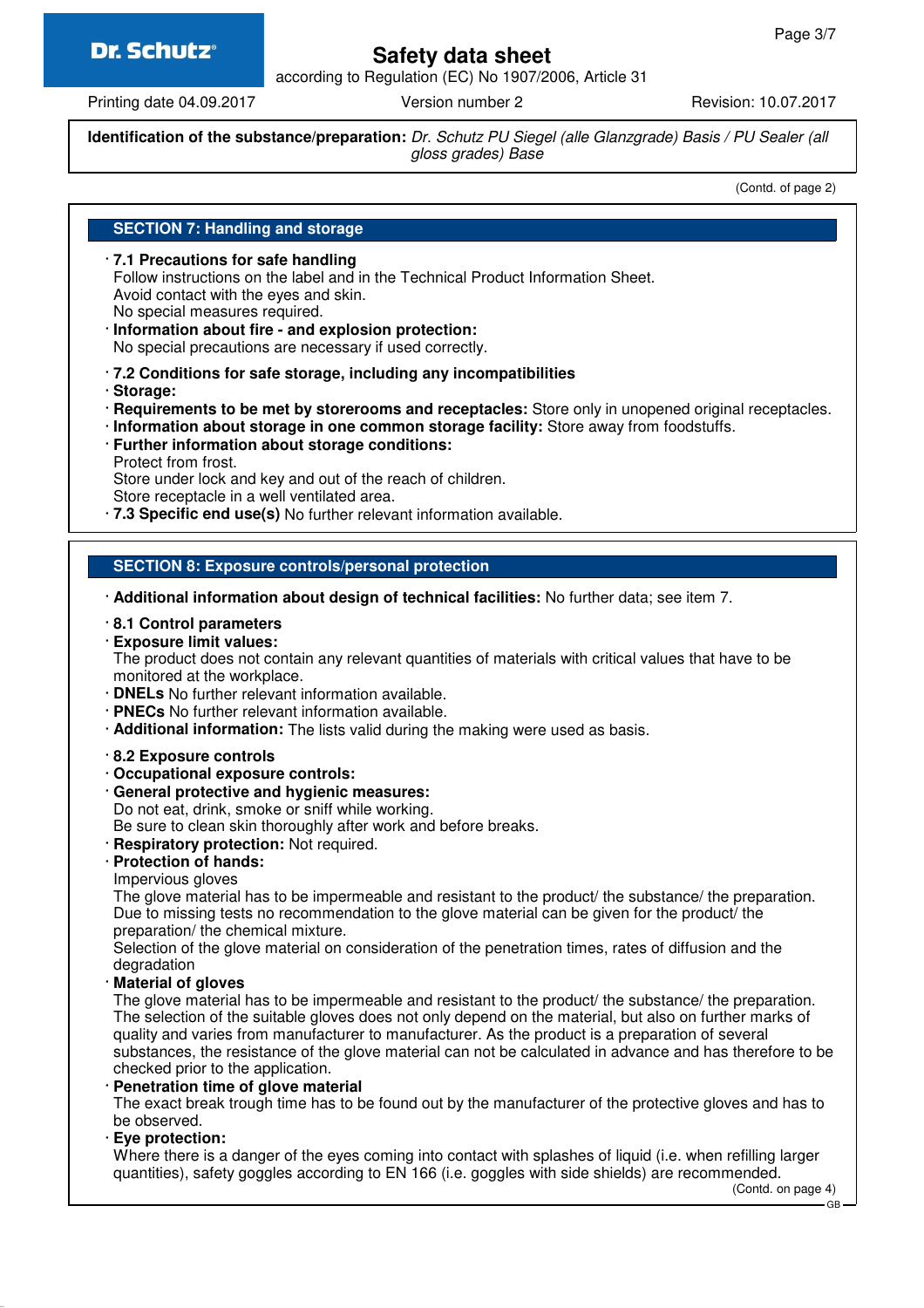**Identification of the substance/preparation:** *Dr. Schutz PU Siegel (alle Glanzgrade) Basis / PU Sealer (all gloss grades) Base*

(Contd. of page 2)

## SECTION 7: Handling and storage

- **7.1 Precautions for safe handling**
  Follow instructions on the label and in the Technical Product Information Sheet.
  Avoid contact with the eyes and skin.
  No special measures required.
- **Information about fire - and explosion protection:**
  No special precautions are necessary if used correctly.

- **7.2 Conditions for safe storage, including any incompatibilities**
- **Storage:**
- **Requirements to be met by storerooms and receptacles:** Store only in unopened original receptacles.
- **Information about storage in one common storage facility:** Store away from foodstuffs.
- **Further information about storage conditions:**
  Protect from frost.
  Store under lock and key and out of the reach of children.
  Store receptacle in a well ventilated area.
- **7.3 Specific end use(s)** No further relevant information available.

## SECTION 8: Exposure controls/personal protection

- **Additional information about design of technical facilities:** No further data; see item 7.

- **8.1 Control parameters**
- **Exposure limit values:**
  The product does not contain any relevant quantities of materials with critical values that have to be monitored at the workplace.
- **DNELs** No further relevant information available.
- **PNECs** No further relevant information available.
- **Additional information:** The lists valid during the making were used as basis.

- **8.2 Exposure controls**
- **Occupational exposure controls:**
- **General protective and hygienic measures:**
  Do not eat, drink, smoke or sniff while working.
  Be sure to clean skin thoroughly after work and before breaks.
- **Respiratory protection:** Not required.
- **Protection of hands:**
  Impervious gloves
  The glove material has to be impermeable and resistant to the product/ the substance/ the preparation.
  Due to missing tests no recommendation to the glove material can be given for the product/ the preparation/ the chemical mixture.
  Selection of the glove material on consideration of the penetration times, rates of diffusion and the degradation
- **Material of gloves**
  The glove material has to be impermeable and resistant to the product/ the substance/ the preparation.
  The selection of the suitable gloves does not only depend on the material, but also on further marks of quality and varies from manufacturer to manufacturer. As the product is a preparation of several substances, the resistance of the glove material can not be calculated in advance and has therefore to be checked prior to the application.
- **Penetration time of glove material**
  The exact break trough time has to be found out by the manufacturer of the protective gloves and has to be observed.
- **Eye protection:**
  Where there is a danger of the eyes coming into contact with splashes of liquid (i.e. when refilling larger quantities), safety goggles according to EN 166 (i.e. goggles with side shields) are recommended.

(Contd. on page 4)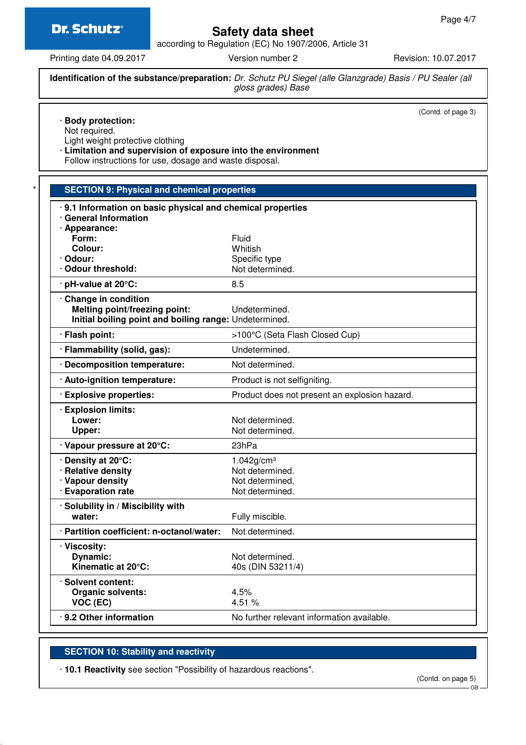Identification of the substance/preparation: *Dr. Schutz PU Siegel (alle Glanzgrade) Basis / PU Sealer (all gloss grades) Base*

(Contd. of page 3)

· **Body protection:**
Not required.
Light weight protective clothing
· **Limitation and supervision of exposure into the environment**
Follow instructions for use, dosage and waste disposal.

## SECTION 9: Physical and chemical properties

| · **9.1 Information on basic physical and chemical properties** | |
|---|---|
| · **General Information** | |
| · **Appearance:** | |
| **Form:** | Fluid |
| **Colour:** | Whitish |
| · **Odour:** | Specific type |
| · **Odour threshold:** | Not determined. |
| · **pH-value at 20°C:** | 8.5 |
| · **Change in condition** | |
| **Melting point/freezing point:** | Undetermined. |
| **Initial boiling point and boiling range:** | Undetermined. |
| · **Flash point:** | >100°C (Seta Flash Closed Cup) |
| · **Flammability (solid, gas):** | Undetermined. |
| · **Decomposition temperature:** | Not determined. |
| · **Auto-ignition temperature:** | Product is not selfigniting. |
| · **Explosive properties:** | Product does not present an explosion hazard. |
| · **Explosion limits:** | |
| **Lower:** | Not determined. |
| **Upper:** | Not determined. |
| · **Vapour pressure at 20°C:** | 23hPa |
| · **Density at 20°C:** | 1.042g/cm³ |
| · **Relative density** | Not determined. |
| · **Vapour density** | Not determined. |
| · **Evaporation rate** | Not determined. |
| · **Solubility in / Miscibility with** | |
| **water:** | Fully miscible. |
| · **Partition coefficient: n-octanol/water:** | Not determined. |
| · **Viscosity:** | |
| **Dynamic:** | Not determined. |
| **Kinematic at 20°C:** | 40s (DIN 53211/4) |
| · **Solvent content:** | |
| **Organic solvents:** | 4.5% |
| **VOC (EC)** | 4.51 % |
| · **9.2 Other information** | No further relevant information available. |

## SECTION 10: Stability and reactivity

· **10.1 Reactivity** see section "Possibility of hazardous reactions".

(Contd. on page 5)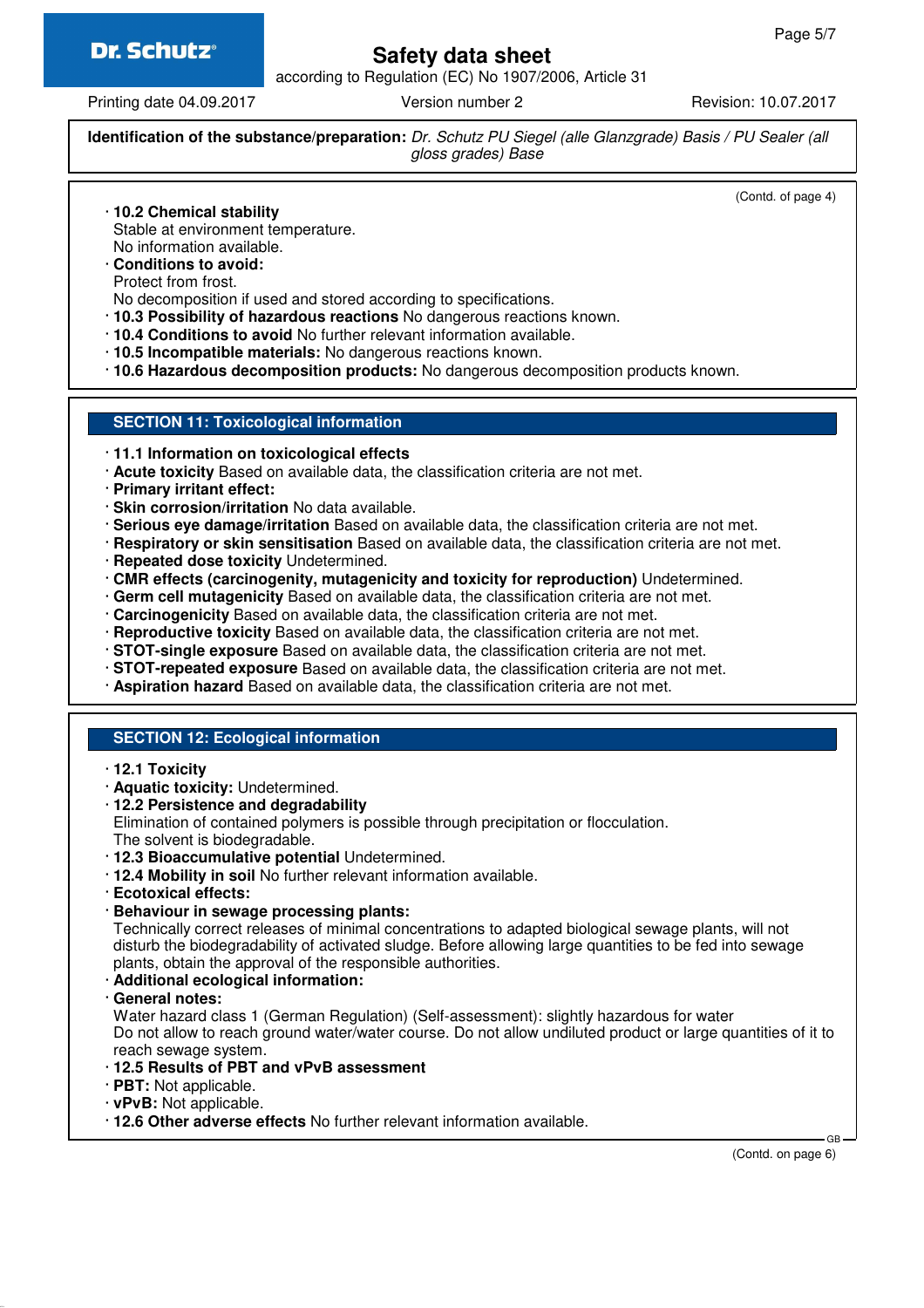**Identification of the substance/preparation:** *Dr. Schutz PU Siegel (alle Glanzgrade) Basis / PU Sealer (all gloss grades) Base*

(Contd. of page 4)

- **10.2 Chemical stability**
  Stable at environment temperature.
  No information available.
- **Conditions to avoid:**
  Protect from frost.
  No decomposition if used and stored according to specifications.
- **10.3 Possibility of hazardous reactions** No dangerous reactions known.
- **10.4 Conditions to avoid** No further relevant information available.
- **10.5 Incompatible materials:** No dangerous reactions known.
- **10.6 Hazardous decomposition products:** No dangerous decomposition products known.

## SECTION 11: Toxicological information

- **11.1 Information on toxicological effects**
- **Acute toxicity** Based on available data, the classification criteria are not met.
- **Primary irritant effect:**
- **Skin corrosion/irritation** No data available.
- **Serious eye damage/irritation** Based on available data, the classification criteria are not met.
- **Respiratory or skin sensitisation** Based on available data, the classification criteria are not met.
- **Repeated dose toxicity** Undetermined.
- **CMR effects (carcinogenity, mutagenicity and toxicity for reproduction)** Undetermined.
- **Germ cell mutagenicity** Based on available data, the classification criteria are not met.
- **Carcinogenicity** Based on available data, the classification criteria are not met.
- **Reproductive toxicity** Based on available data, the classification criteria are not met.
- **STOT-single exposure** Based on available data, the classification criteria are not met.
- **STOT-repeated exposure** Based on available data, the classification criteria are not met.
- **Aspiration hazard** Based on available data, the classification criteria are not met.

## SECTION 12: Ecological information

- **12.1 Toxicity**
- **Aquatic toxicity:** Undetermined.
- **12.2 Persistence and degradability**
  Elimination of contained polymers is possible through precipitation or flocculation.
  The solvent is biodegradable.
- **12.3 Bioaccumulative potential** Undetermined.
- **12.4 Mobility in soil** No further relevant information available.
- **Ecotoxical effects:**
- **Behaviour in sewage processing plants:**
  Technically correct releases of minimal concentrations to adapted biological sewage plants, will not disturb the biodegradability of activated sludge. Before allowing large quantities to be fed into sewage plants, obtain the approval of the responsible authorities.
- **Additional ecological information:**
- **General notes:**
  Water hazard class 1 (German Regulation) (Self-assessment): slightly hazardous for water
  Do not allow to reach ground water/water course. Do not allow undiluted product or large quantities of it to reach sewage system.
- **12.5 Results of PBT and vPvB assessment**
- **PBT:** Not applicable.
- **vPvB:** Not applicable.
- **12.6 Other adverse effects** No further relevant information available.

(Contd. on page 6)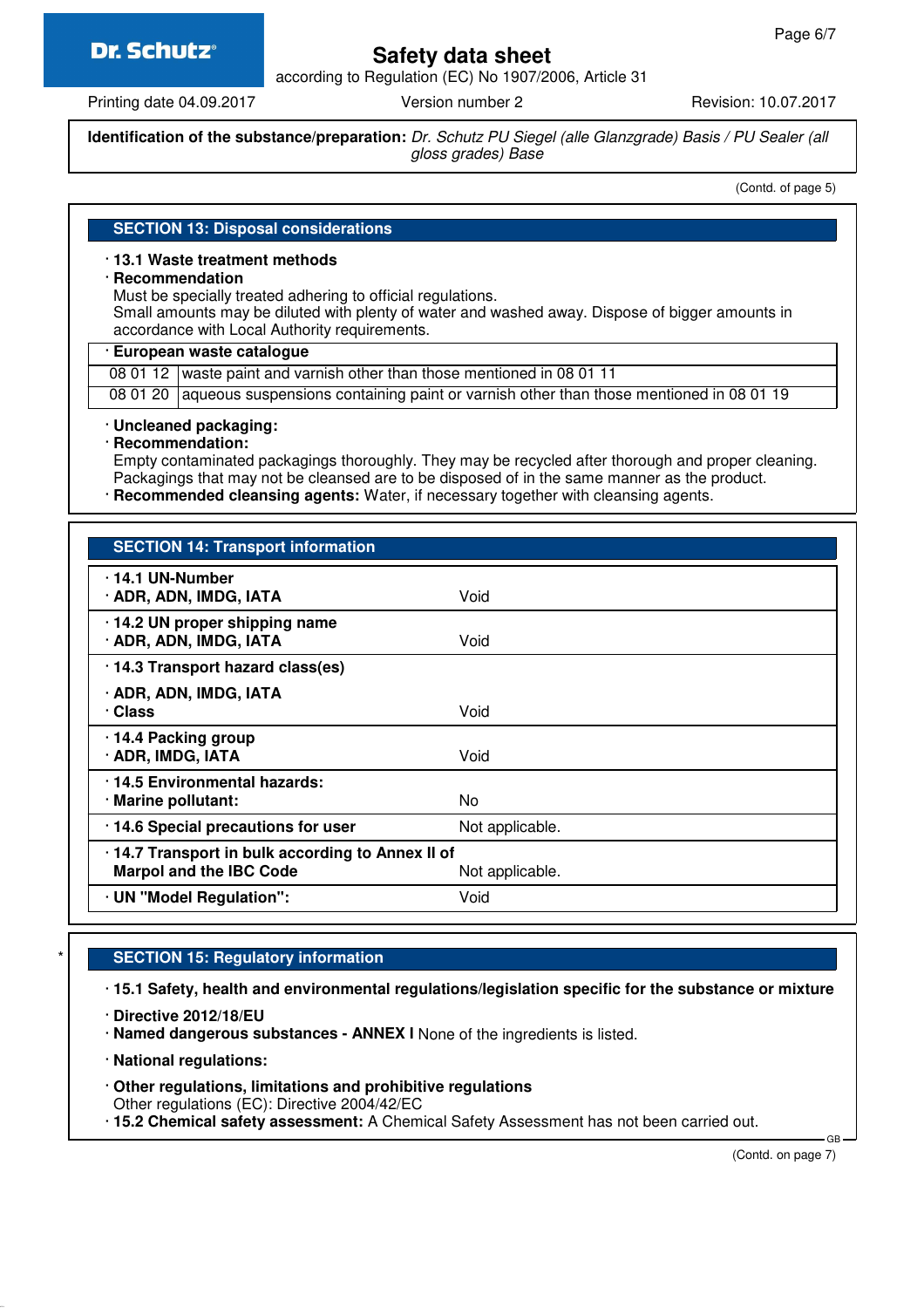**Identification of the substance/preparation:** *Dr. Schutz PU Siegel (alle Glanzgrade) Basis / PU Sealer (all gloss grades) Base*

(Contd. of page 5)

## SECTION 13: Disposal considerations

· **13.1 Waste treatment methods**
· **Recommendation**
Must be specially treated adhering to official regulations.
Small amounts may be diluted with plenty of water and washed away. Dispose of bigger amounts in accordance with Local Authority requirements.

| · European waste catalogue | |
|---|---|
| 08 01 12 | waste paint and varnish other than those mentioned in 08 01 11 |
| 08 01 20 | aqueous suspensions containing paint or varnish other than those mentioned in 08 01 19 |

· **Uncleaned packaging:**
· **Recommendation:**
Empty contaminated packagings thoroughly. They may be recycled after thorough and proper cleaning.
Packagings that may not be cleansed are to be disposed of in the same manner as the product.
· **Recommended cleansing agents:** Water, if necessary together with cleansing agents.

## SECTION 14: Transport information

| | |
|---|---|
| · **14.1 UN-Number**<br>· **ADR, ADN, IMDG, IATA** | Void |
| · **14.2 UN proper shipping name**<br>· **ADR, ADN, IMDG, IATA** | Void |
| · **14.3 Transport hazard class(es)**<br>· **ADR, ADN, IMDG, IATA**<br>· **Class** | Void |
| · **14.4 Packing group**<br>· **ADR, IMDG, IATA** | Void |
| · **14.5 Environmental hazards:**<br>· **Marine pollutant:** | No |
| · **14.6 Special precautions for user** | Not applicable. |
| · **14.7 Transport in bulk according to Annex II of Marpol and the IBC Code** | Not applicable. |
| · **UN "Model Regulation":** | Void |

## * SECTION 15: Regulatory information

· **15.1 Safety, health and environmental regulations/legislation specific for the substance or mixture**

· **Directive 2012/18/EU**
· **Named dangerous substances - ANNEX I** None of the ingredients is listed.

· **National regulations:**

· **Other regulations, limitations and prohibitive regulations**
Other regulations (EC): Directive 2004/42/EC
· **15.2 Chemical safety assessment:** A Chemical Safety Assessment has not been carried out.

(Contd. on page 7)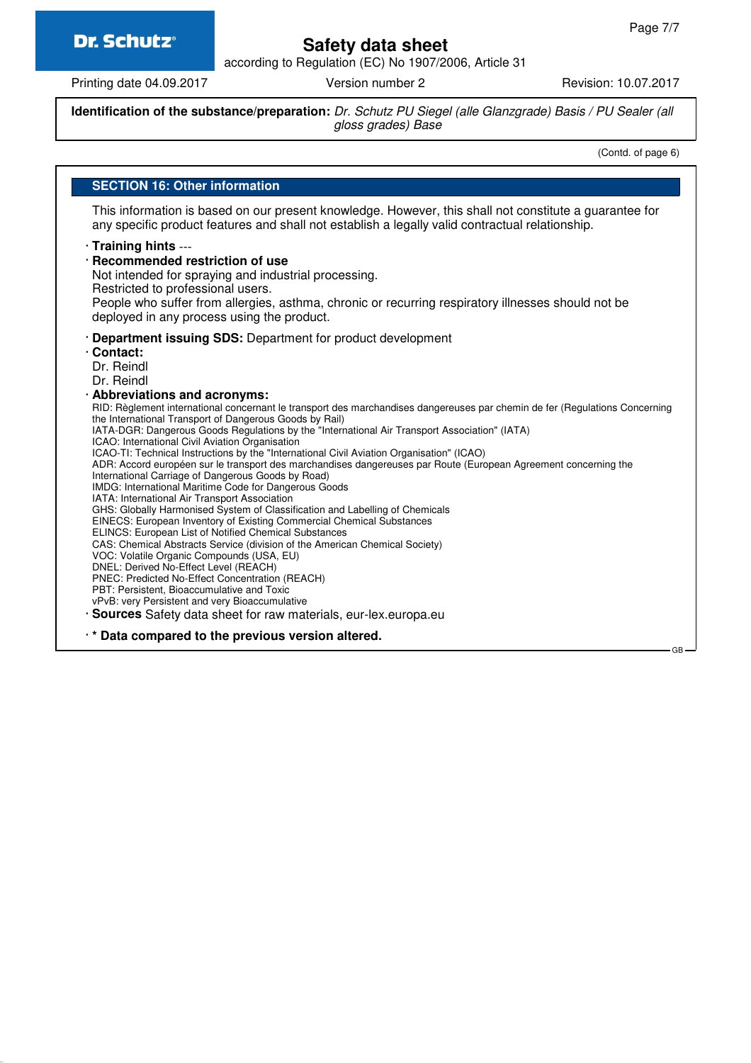**Identification of the substance/preparation:** *Dr. Schutz PU Siegel (alle Glanzgrade) Basis / PU Sealer (all gloss grades) Base*

(Contd. of page 6)

## SECTION 16: Other information

This information is based on our present knowledge. However, this shall not constitute a guarantee for any specific product features and shall not establish a legally valid contractual relationship.

· **Training hints** ---

· **Recommended restriction of use**
Not intended for spraying and industrial processing.
Restricted to professional users.
People who suffer from allergies, asthma, chronic or recurring respiratory illnesses should not be deployed in any process using the product.

· **Department issuing SDS:** Department for product development

· **Contact:**
Dr. Reindl
Dr. Reindl

· **Abbreviations and acronyms:**
RID: Règlement international concernant le transport des marchandises dangereuses par chemin de fer (Regulations Concerning the International Transport of Dangerous Goods by Rail)
IATA-DGR: Dangerous Goods Regulations by the "International Air Transport Association" (IATA)
ICAO: International Civil Aviation Organisation
ICAO-TI: Technical Instructions by the "International Civil Aviation Organisation" (ICAO)
ADR: Accord européen sur le transport des marchandises dangereuses par Route (European Agreement concerning the International Carriage of Dangerous Goods by Road)
IMDG: International Maritime Code for Dangerous Goods
IATA: International Air Transport Association
GHS: Globally Harmonised System of Classification and Labelling of Chemicals
EINECS: European Inventory of Existing Commercial Chemical Substances
ELINCS: European List of Notified Chemical Substances
CAS: Chemical Abstracts Service (division of the American Chemical Society)
VOC: Volatile Organic Compounds (USA, EU)
DNEL: Derived No-Effect Level (REACH)
PNEC: Predicted No-Effect Concentration (REACH)
PBT: Persistent, Bioaccumulative and Toxic
vPvB: very Persistent and very Bioaccumulative

· **Sources** Safety data sheet for raw materials, eur-lex.europa.eu

· **\* Data compared to the previous version altered.**